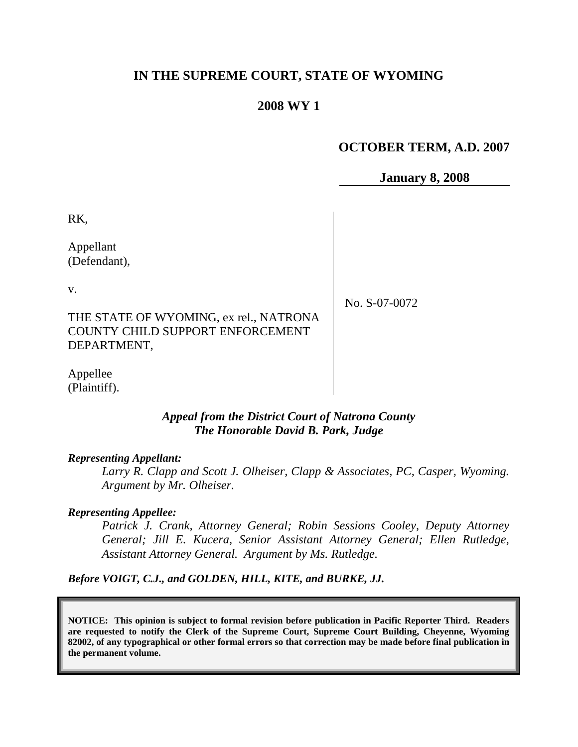**IN THE SUPREME COURT, STATE OF WYOMING**

**2008 WY 1**

**OCTOBER TERM, A.D. 2007**

**January 8, 2008**

| | |
|---|---|
| RK,<br><br>Appellant<br>(Defendant),<br><br>v.<br><br>THE STATE OF WYOMING, ex rel., NATRONA COUNTY CHILD SUPPORT ENFORCEMENT DEPARTMENT,<br><br>Appellee<br>(Plaintiff). | No. S-07-0072 |

***Appeal from the District Court of Natrona County***
***The Honorable David B. Park, Judge***

***Representing Appellant:***

*Larry R. Clapp and Scott J. Olheiser, Clapp & Associates, PC, Casper, Wyoming. Argument by Mr. Olheiser.*

***Representing Appellee:***

*Patrick J. Crank, Attorney General; Robin Sessions Cooley, Deputy Attorney General; Jill E. Kucera, Senior Assistant Attorney General; Ellen Rutledge, Assistant Attorney General. Argument by Ms. Rutledge.*

***Before VOIGT, C.J., and GOLDEN, HILL, KITE, and BURKE, JJ.***

**NOTICE: This opinion is subject to formal revision before publication in Pacific Reporter Third. Readers are requested to notify the Clerk of the Supreme Court, Supreme Court Building, Cheyenne, Wyoming 82002, of any typographical or other formal errors so that correction may be made before final publication in the permanent volume.**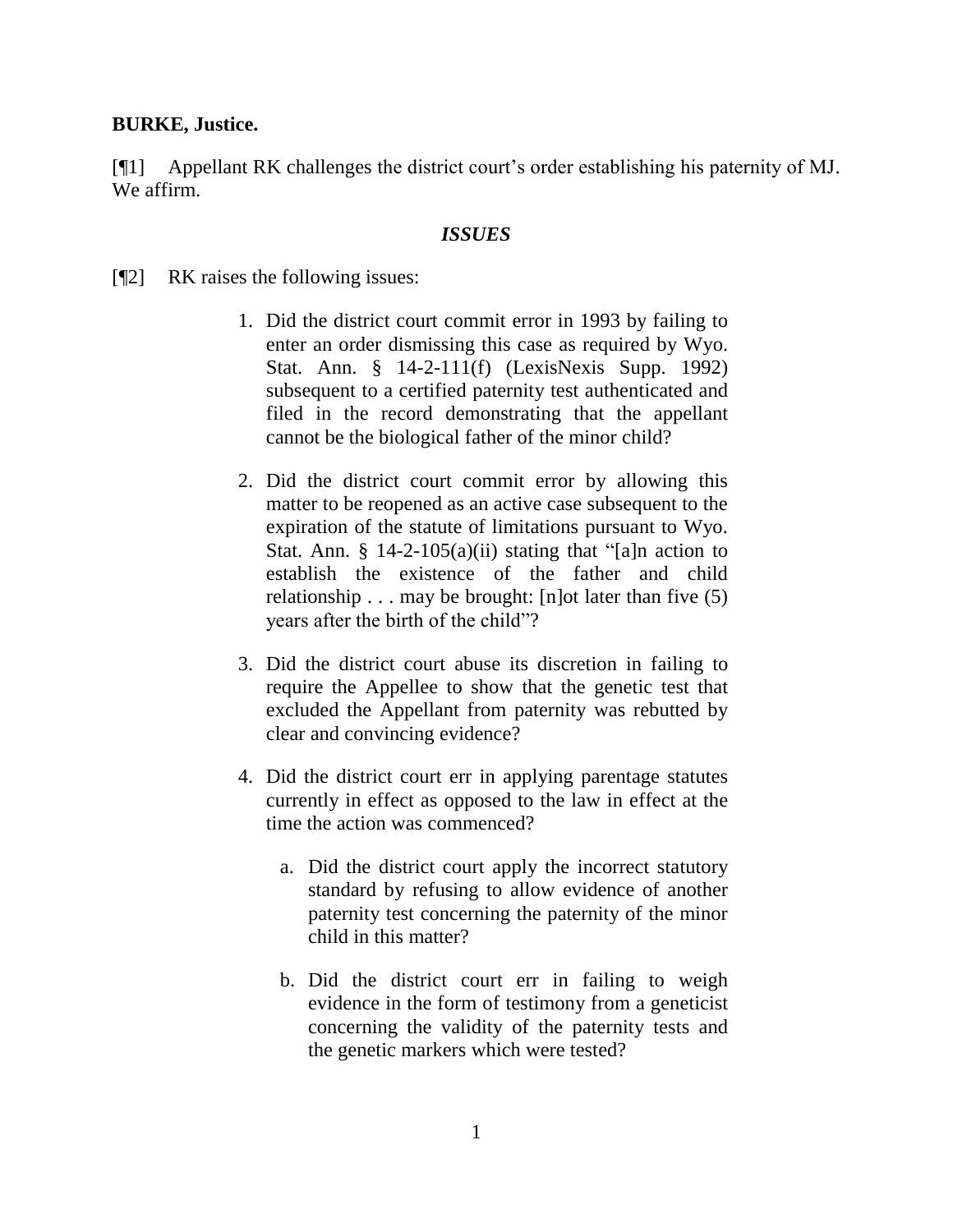**BURKE, Justice.**

[¶1] Appellant RK challenges the district court's order establishing his paternity of MJ. We affirm.

### *ISSUES*

[¶2] RK raises the following issues:

> 1. Did the district court commit error in 1993 by failing to enter an order dismissing this case as required by Wyo. Stat. Ann. § 14-2-111(f) (LexisNexis Supp. 1992) subsequent to a certified paternity test authenticated and filed in the record demonstrating that the appellant cannot be the biological father of the minor child?
>
> 2. Did the district court commit error by allowing this matter to be reopened as an active case subsequent to the expiration of the statute of limitations pursuant to Wyo. Stat. Ann. § 14-2-105(a)(ii) stating that "[a]n action to establish the existence of the father and child relationship . . . may be brought: [n]ot later than five (5) years after the birth of the child"?
>
> 3. Did the district court abuse its discretion in failing to require the Appellee to show that the genetic test that excluded the Appellant from paternity was rebutted by clear and convincing evidence?
>
> 4. Did the district court err in applying parentage statutes currently in effect as opposed to the law in effect at the time the action was commenced?
>
>    a. Did the district court apply the incorrect statutory standard by refusing to allow evidence of another paternity test concerning the paternity of the minor child in this matter?
>
>    b. Did the district court err in failing to weigh evidence in the form of testimony from a geneticist concerning the validity of the paternity tests and the genetic markers which were tested?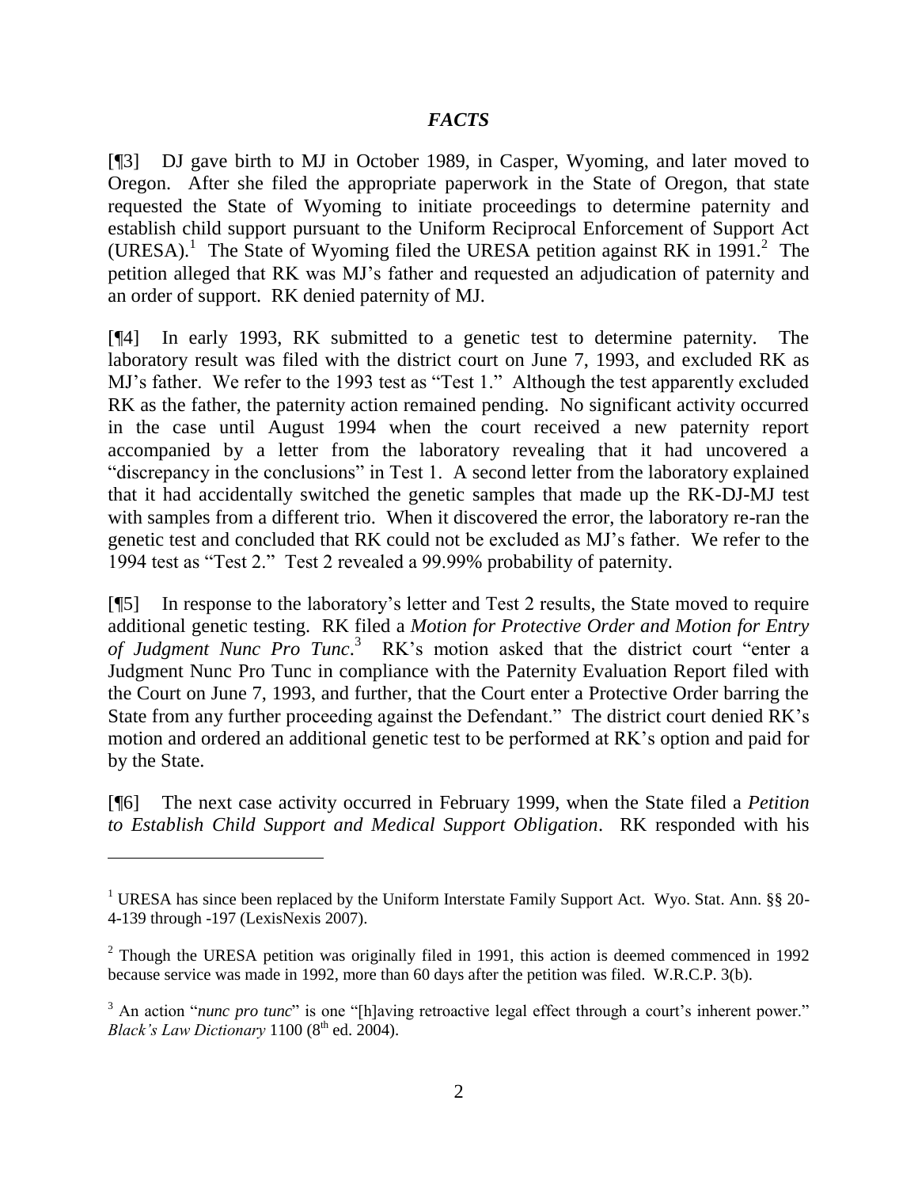## *FACTS*

[¶3] DJ gave birth to MJ in October 1989, in Casper, Wyoming, and later moved to Oregon. After she filed the appropriate paperwork in the State of Oregon, that state requested the State of Wyoming to initiate proceedings to determine paternity and establish child support pursuant to the Uniform Reciprocal Enforcement of Support Act (URESA).[1] The State of Wyoming filed the URESA petition against RK in 1991.[2] The petition alleged that RK was MJ's father and requested an adjudication of paternity and an order of support. RK denied paternity of MJ.

[¶4] In early 1993, RK submitted to a genetic test to determine paternity. The laboratory result was filed with the district court on June 7, 1993, and excluded RK as MJ's father. We refer to the 1993 test as "Test 1." Although the test apparently excluded RK as the father, the paternity action remained pending. No significant activity occurred in the case until August 1994 when the court received a new paternity report accompanied by a letter from the laboratory revealing that it had uncovered a "discrepancy in the conclusions" in Test 1. A second letter from the laboratory explained that it had accidentally switched the genetic samples that made up the RK-DJ-MJ test with samples from a different trio. When it discovered the error, the laboratory re-ran the genetic test and concluded that RK could not be excluded as MJ's father. We refer to the 1994 test as "Test 2." Test 2 revealed a 99.99% probability of paternity.

[¶5] In response to the laboratory's letter and Test 2 results, the State moved to require additional genetic testing. RK filed a *Motion for Protective Order and Motion for Entry of Judgment Nunc Pro Tunc*.[3] RK's motion asked that the district court "enter a Judgment Nunc Pro Tunc in compliance with the Paternity Evaluation Report filed with the Court on June 7, 1993, and further, that the Court enter a Protective Order barring the State from any further proceeding against the Defendant." The district court denied RK's motion and ordered an additional genetic test to be performed at RK's option and paid for by the State.

[¶6] The next case activity occurred in February 1999, when the State filed a *Petition to Establish Child Support and Medical Support Obligation*. RK responded with his

---

[1] URESA has since been replaced by the Uniform Interstate Family Support Act. Wyo. Stat. Ann. §§ 20-4-139 through -197 (LexisNexis 2007).

[2] Though the URESA petition was originally filed in 1991, this action is deemed commenced in 1992 because service was made in 1992, more than 60 days after the petition was filed. W.R.C.P. 3(b).

[3] An action "*nunc pro tunc*" is one "[h]aving retroactive legal effect through a court's inherent power." *Black's Law Dictionary* 1100 (8th ed. 2004).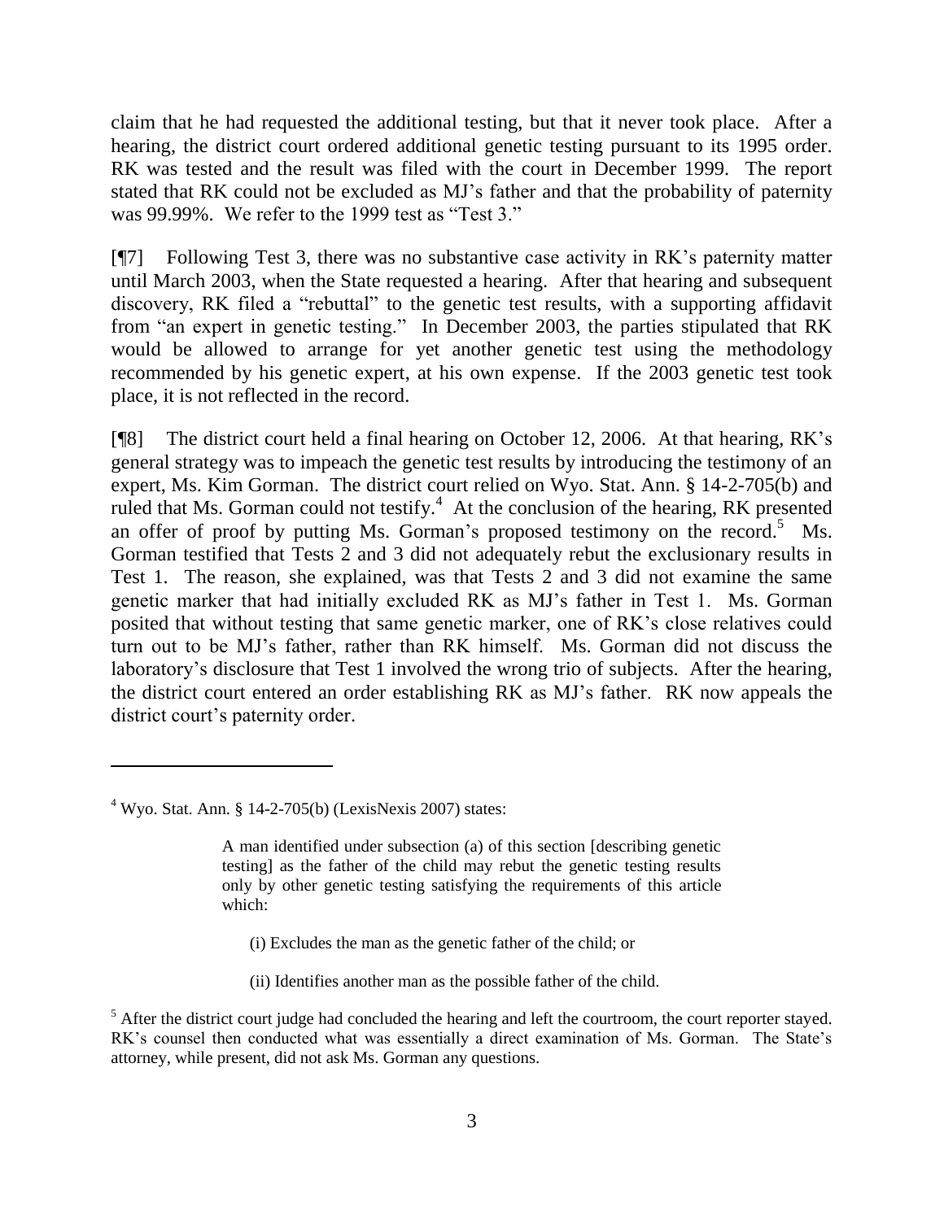claim that he had requested the additional testing, but that it never took place. After a hearing, the district court ordered additional genetic testing pursuant to its 1995 order. RK was tested and the result was filed with the court in December 1999. The report stated that RK could not be excluded as MJ's father and that the probability of paternity was 99.99%. We refer to the 1999 test as "Test 3."

[¶7] Following Test 3, there was no substantive case activity in RK's paternity matter until March 2003, when the State requested a hearing. After that hearing and subsequent discovery, RK filed a "rebuttal" to the genetic test results, with a supporting affidavit from "an expert in genetic testing." In December 2003, the parties stipulated that RK would be allowed to arrange for yet another genetic test using the methodology recommended by his genetic expert, at his own expense. If the 2003 genetic test took place, it is not reflected in the record.

[¶8] The district court held a final hearing on October 12, 2006. At that hearing, RK's general strategy was to impeach the genetic test results by introducing the testimony of an expert, Ms. Kim Gorman. The district court relied on Wyo. Stat. Ann. § 14-2-705(b) and ruled that Ms. Gorman could not testify.[4] At the conclusion of the hearing, RK presented an offer of proof by putting Ms. Gorman's proposed testimony on the record.[5] Ms. Gorman testified that Tests 2 and 3 did not adequately rebut the exclusionary results in Test 1. The reason, she explained, was that Tests 2 and 3 did not examine the same genetic marker that had initially excluded RK as MJ's father in Test 1. Ms. Gorman posited that without testing that same genetic marker, one of RK's close relatives could turn out to be MJ's father, rather than RK himself. Ms. Gorman did not discuss the laboratory's disclosure that Test 1 involved the wrong trio of subjects. After the hearing, the district court entered an order establishing RK as MJ's father. RK now appeals the district court's paternity order.

---

[4] Wyo. Stat. Ann. § 14-2-705(b) (LexisNexis 2007) states:

> A man identified under subsection (a) of this section [describing genetic testing] as the father of the child may rebut the genetic testing results only by other genetic testing satisfying the requirements of this article which:
>
> (i) Excludes the man as the genetic father of the child; or
>
> (ii) Identifies another man as the possible father of the child.

[5] After the district court judge had concluded the hearing and left the courtroom, the court reporter stayed. RK's counsel then conducted what was essentially a direct examination of Ms. Gorman. The State's attorney, while present, did not ask Ms. Gorman any questions.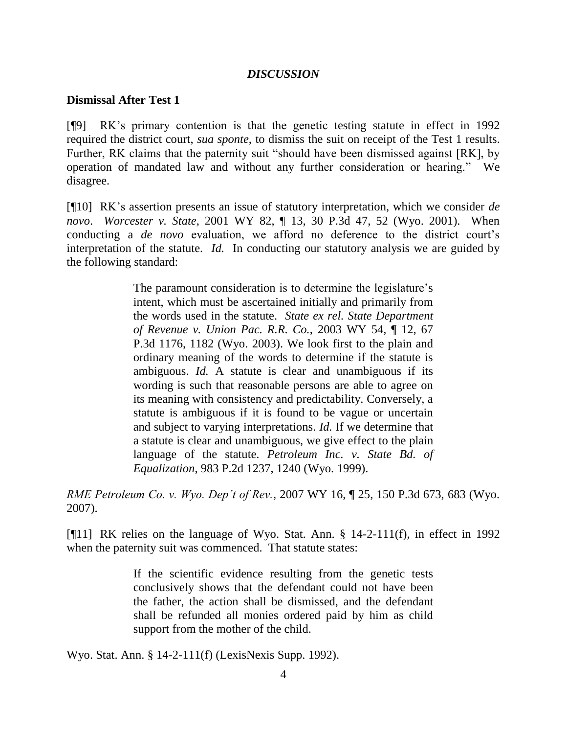## *DISCUSSION*

**Dismissal After Test 1**

[¶9] RK's primary contention is that the genetic testing statute in effect in 1992 required the district court, *sua sponte*, to dismiss the suit on receipt of the Test 1 results. Further, RK claims that the paternity suit "should have been dismissed against [RK], by operation of mandated law and without any further consideration or hearing." We disagree.

[¶10] RK's assertion presents an issue of statutory interpretation, which we consider *de novo*. *Worcester v. State*, 2001 WY 82, ¶ 13, 30 P.3d 47, 52 (Wyo. 2001). When conducting a *de novo* evaluation, we afford no deference to the district court's interpretation of the statute. *Id.* In conducting our statutory analysis we are guided by the following standard:

> The paramount consideration is to determine the legislature's intent, which must be ascertained initially and primarily from the words used in the statute. *State ex rel. State Department of Revenue v. Union Pac. R.R. Co.*, 2003 WY 54, ¶ 12, 67 P.3d 1176, 1182 (Wyo. 2003). We look first to the plain and ordinary meaning of the words to determine if the statute is ambiguous. *Id.* A statute is clear and unambiguous if its wording is such that reasonable persons are able to agree on its meaning with consistency and predictability. Conversely, a statute is ambiguous if it is found to be vague or uncertain and subject to varying interpretations. *Id.* If we determine that a statute is clear and unambiguous, we give effect to the plain language of the statute. *Petroleum Inc. v. State Bd. of Equalization*, 983 P.2d 1237, 1240 (Wyo. 1999).

*RME Petroleum Co. v. Wyo. Dep't of Rev.*, 2007 WY 16, ¶ 25, 150 P.3d 673, 683 (Wyo. 2007).

[¶11] RK relies on the language of Wyo. Stat. Ann. § 14-2-111(f), in effect in 1992 when the paternity suit was commenced. That statute states:

> If the scientific evidence resulting from the genetic tests conclusively shows that the defendant could not have been the father, the action shall be dismissed, and the defendant shall be refunded all monies ordered paid by him as child support from the mother of the child.

Wyo. Stat. Ann. § 14-2-111(f) (LexisNexis Supp. 1992).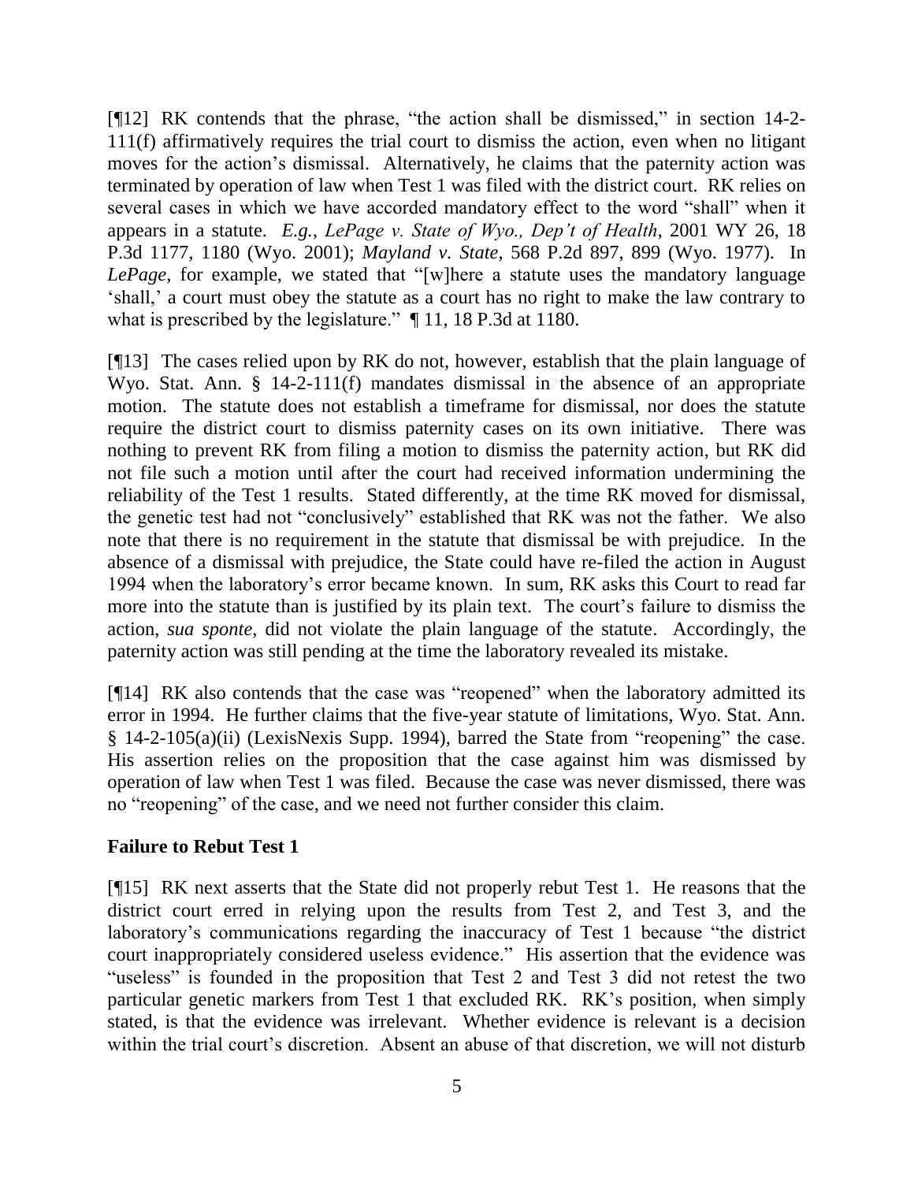[¶12] RK contends that the phrase, "the action shall be dismissed," in section 14-2-111(f) affirmatively requires the trial court to dismiss the action, even when no litigant moves for the action's dismissal. Alternatively, he claims that the paternity action was terminated by operation of law when Test 1 was filed with the district court. RK relies on several cases in which we have accorded mandatory effect to the word "shall" when it appears in a statute. *E.g.*, *LePage v. State of Wyo., Dep't of Health*, 2001 WY 26, 18 P.3d 1177, 1180 (Wyo. 2001); *Mayland v. State*, 568 P.2d 897, 899 (Wyo. 1977). In *LePage*, for example, we stated that "[w]here a statute uses the mandatory language 'shall,' a court must obey the statute as a court has no right to make the law contrary to what is prescribed by the legislature." ¶ 11, 18 P.3d at 1180.

[¶13] The cases relied upon by RK do not, however, establish that the plain language of Wyo. Stat. Ann. § 14-2-111(f) mandates dismissal in the absence of an appropriate motion. The statute does not establish a timeframe for dismissal, nor does the statute require the district court to dismiss paternity cases on its own initiative. There was nothing to prevent RK from filing a motion to dismiss the paternity action, but RK did not file such a motion until after the court had received information undermining the reliability of the Test 1 results. Stated differently, at the time RK moved for dismissal, the genetic test had not "conclusively" established that RK was not the father. We also note that there is no requirement in the statute that dismissal be with prejudice. In the absence of a dismissal with prejudice, the State could have re-filed the action in August 1994 when the laboratory's error became known. In sum, RK asks this Court to read far more into the statute than is justified by its plain text. The court's failure to dismiss the action, *sua sponte*, did not violate the plain language of the statute. Accordingly, the paternity action was still pending at the time the laboratory revealed its mistake.

[¶14] RK also contends that the case was "reopened" when the laboratory admitted its error in 1994. He further claims that the five-year statute of limitations, Wyo. Stat. Ann. § 14-2-105(a)(ii) (LexisNexis Supp. 1994), barred the State from "reopening" the case. His assertion relies on the proposition that the case against him was dismissed by operation of law when Test 1 was filed. Because the case was never dismissed, there was no "reopening" of the case, and we need not further consider this claim.

**Failure to Rebut Test 1**

[¶15] RK next asserts that the State did not properly rebut Test 1. He reasons that the district court erred in relying upon the results from Test 2, and Test 3, and the laboratory's communications regarding the inaccuracy of Test 1 because "the district court inappropriately considered useless evidence." His assertion that the evidence was "useless" is founded in the proposition that Test 2 and Test 3 did not retest the two particular genetic markers from Test 1 that excluded RK. RK's position, when simply stated, is that the evidence was irrelevant. Whether evidence is relevant is a decision within the trial court's discretion. Absent an abuse of that discretion, we will not disturb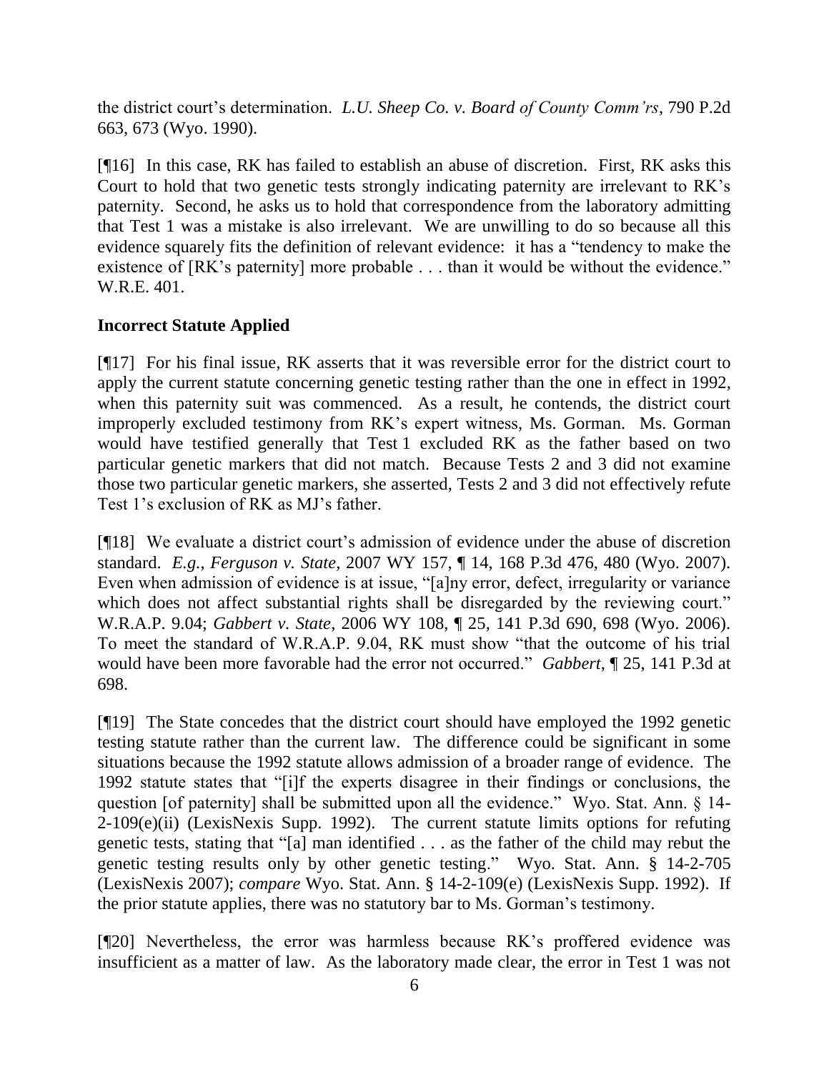the district court's determination. *L.U. Sheep Co. v. Board of County Comm'rs*, 790 P.2d 663, 673 (Wyo. 1990).

[¶16] In this case, RK has failed to establish an abuse of discretion. First, RK asks this Court to hold that two genetic tests strongly indicating paternity are irrelevant to RK's paternity. Second, he asks us to hold that correspondence from the laboratory admitting that Test 1 was a mistake is also irrelevant. We are unwilling to do so because all this evidence squarely fits the definition of relevant evidence: it has a "tendency to make the existence of [RK's paternity] more probable . . . than it would be without the evidence." W.R.E. 401.

**Incorrect Statute Applied**

[¶17] For his final issue, RK asserts that it was reversible error for the district court to apply the current statute concerning genetic testing rather than the one in effect in 1992, when this paternity suit was commenced. As a result, he contends, the district court improperly excluded testimony from RK's expert witness, Ms. Gorman. Ms. Gorman would have testified generally that Test 1 excluded RK as the father based on two particular genetic markers that did not match. Because Tests 2 and 3 did not examine those two particular genetic markers, she asserted, Tests 2 and 3 did not effectively refute Test 1's exclusion of RK as MJ's father.

[¶18] We evaluate a district court's admission of evidence under the abuse of discretion standard. *E.g.*, *Ferguson v. State*, 2007 WY 157, ¶ 14, 168 P.3d 476, 480 (Wyo. 2007). Even when admission of evidence is at issue, "[a]ny error, defect, irregularity or variance which does not affect substantial rights shall be disregarded by the reviewing court." W.R.A.P. 9.04; *Gabbert v. State*, 2006 WY 108, ¶ 25, 141 P.3d 690, 698 (Wyo. 2006). To meet the standard of W.R.A.P. 9.04, RK must show "that the outcome of his trial would have been more favorable had the error not occurred." *Gabbert*, ¶ 25, 141 P.3d at 698.

[¶19] The State concedes that the district court should have employed the 1992 genetic testing statute rather than the current law. The difference could be significant in some situations because the 1992 statute allows admission of a broader range of evidence. The 1992 statute states that "[i]f the experts disagree in their findings or conclusions, the question [of paternity] shall be submitted upon all the evidence." Wyo. Stat. Ann. § 14-2-109(e)(ii) (LexisNexis Supp. 1992). The current statute limits options for refuting genetic tests, stating that "[a] man identified . . . as the father of the child may rebut the genetic testing results only by other genetic testing." Wyo. Stat. Ann. § 14-2-705 (LexisNexis 2007); *compare* Wyo. Stat. Ann. § 14-2-109(e) (LexisNexis Supp. 1992). If the prior statute applies, there was no statutory bar to Ms. Gorman's testimony.

[¶20] Nevertheless, the error was harmless because RK's proffered evidence was insufficient as a matter of law. As the laboratory made clear, the error in Test 1 was not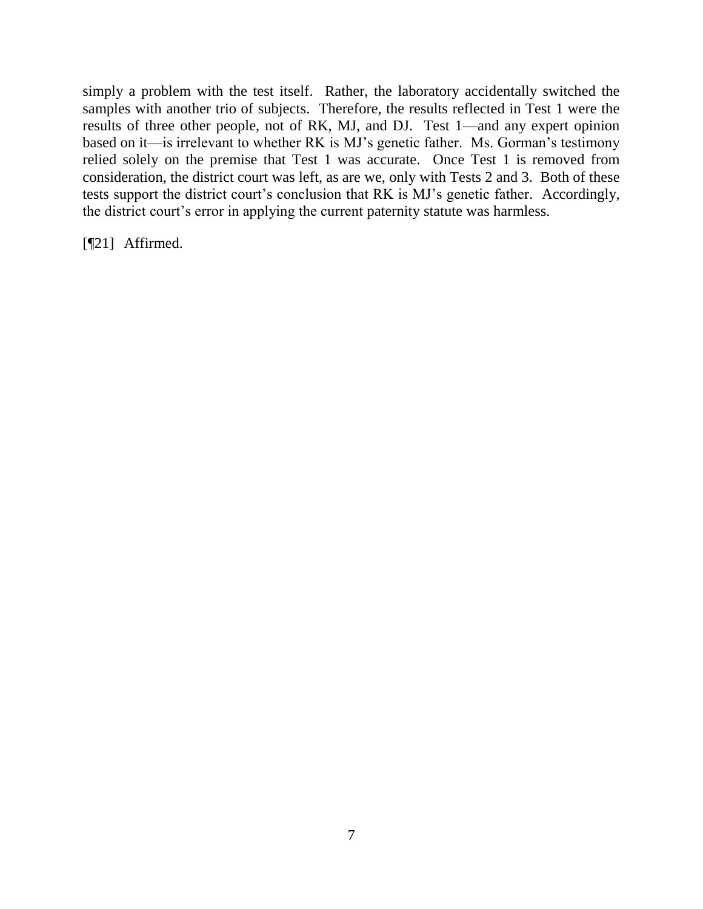simply a problem with the test itself. Rather, the laboratory accidentally switched the samples with another trio of subjects. Therefore, the results reflected in Test 1 were the results of three other people, not of RK, MJ, and DJ. Test 1—and any expert opinion based on it—is irrelevant to whether RK is MJ's genetic father. Ms. Gorman's testimony relied solely on the premise that Test 1 was accurate. Once Test 1 is removed from consideration, the district court was left, as are we, only with Tests 2 and 3. Both of these tests support the district court's conclusion that RK is MJ's genetic father. Accordingly, the district court's error in applying the current paternity statute was harmless.

[¶21] Affirmed.